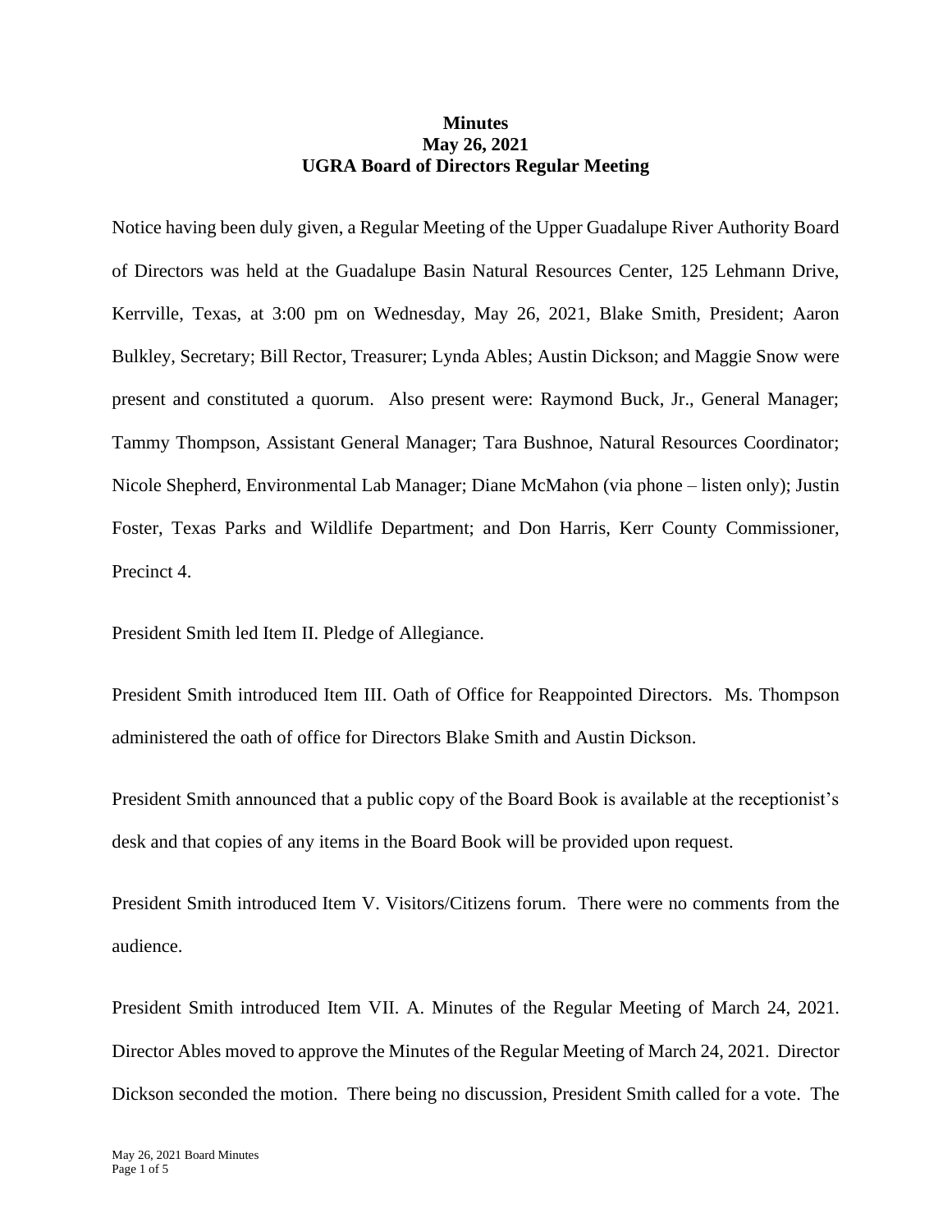**Minutes**
**May 26, 2021**
**UGRA Board of Directors Regular Meeting**

Notice having been duly given, a Regular Meeting of the Upper Guadalupe River Authority Board of Directors was held at the Guadalupe Basin Natural Resources Center, 125 Lehmann Drive, Kerrville, Texas, at 3:00 pm on Wednesday, May 26, 2021, Blake Smith, President; Aaron Bulkley, Secretary; Bill Rector, Treasurer; Lynda Ables; Austin Dickson; and Maggie Snow were present and constituted a quorum. Also present were: Raymond Buck, Jr., General Manager; Tammy Thompson, Assistant General Manager; Tara Bushnoe, Natural Resources Coordinator; Nicole Shepherd, Environmental Lab Manager; Diane McMahon (via phone – listen only); Justin Foster, Texas Parks and Wildlife Department; and Don Harris, Kerr County Commissioner, Precinct 4.

President Smith led Item II. Pledge of Allegiance.

President Smith introduced Item III. Oath of Office for Reappointed Directors. Ms. Thompson administered the oath of office for Directors Blake Smith and Austin Dickson.

President Smith announced that a public copy of the Board Book is available at the receptionist's desk and that copies of any items in the Board Book will be provided upon request.

President Smith introduced Item V. Visitors/Citizens forum. There were no comments from the audience.

President Smith introduced Item VII. A. Minutes of the Regular Meeting of March 24, 2021. Director Ables moved to approve the Minutes of the Regular Meeting of March 24, 2021. Director Dickson seconded the motion. There being no discussion, President Smith called for a vote. The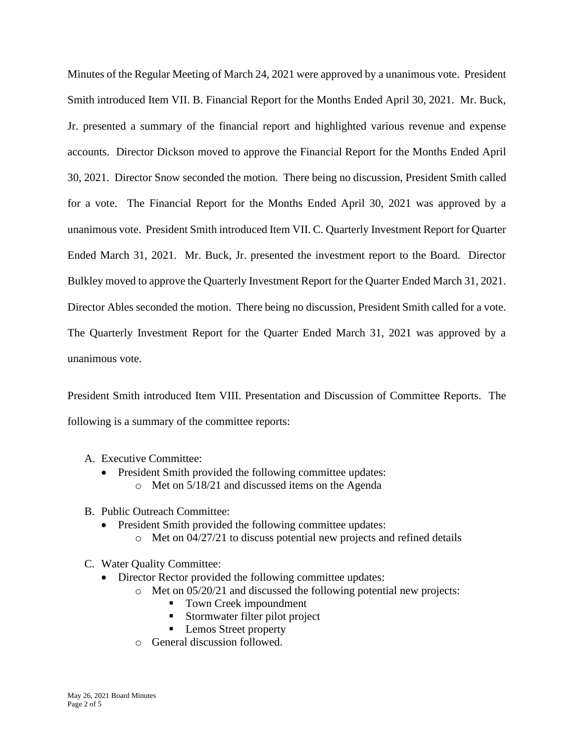Minutes of the Regular Meeting of March 24, 2021 were approved by a unanimous vote. President Smith introduced Item VII. B. Financial Report for the Months Ended April 30, 2021. Mr. Buck, Jr. presented a summary of the financial report and highlighted various revenue and expense accounts. Director Dickson moved to approve the Financial Report for the Months Ended April 30, 2021. Director Snow seconded the motion. There being no discussion, President Smith called for a vote. The Financial Report for the Months Ended April 30, 2021 was approved by a unanimous vote. President Smith introduced Item VII. C. Quarterly Investment Report for Quarter Ended March 31, 2021. Mr. Buck, Jr. presented the investment report to the Board. Director Bulkley moved to approve the Quarterly Investment Report for the Quarter Ended March 31, 2021. Director Ables seconded the motion. There being no discussion, President Smith called for a vote. The Quarterly Investment Report for the Quarter Ended March 31, 2021 was approved by a unanimous vote.

President Smith introduced Item VIII. Presentation and Discussion of Committee Reports. The following is a summary of the committee reports:

A. Executive Committee:
   - President Smith provided the following committee updates:
     - Met on 5/18/21 and discussed items on the Agenda

B. Public Outreach Committee:
   - President Smith provided the following committee updates:
     - Met on 04/27/21 to discuss potential new projects and refined details

C. Water Quality Committee:
   - Director Rector provided the following committee updates:
     - Met on 05/20/21 and discussed the following potential new projects:
       - Town Creek impoundment
       - Stormwater filter pilot project
       - Lemos Street property
     - General discussion followed.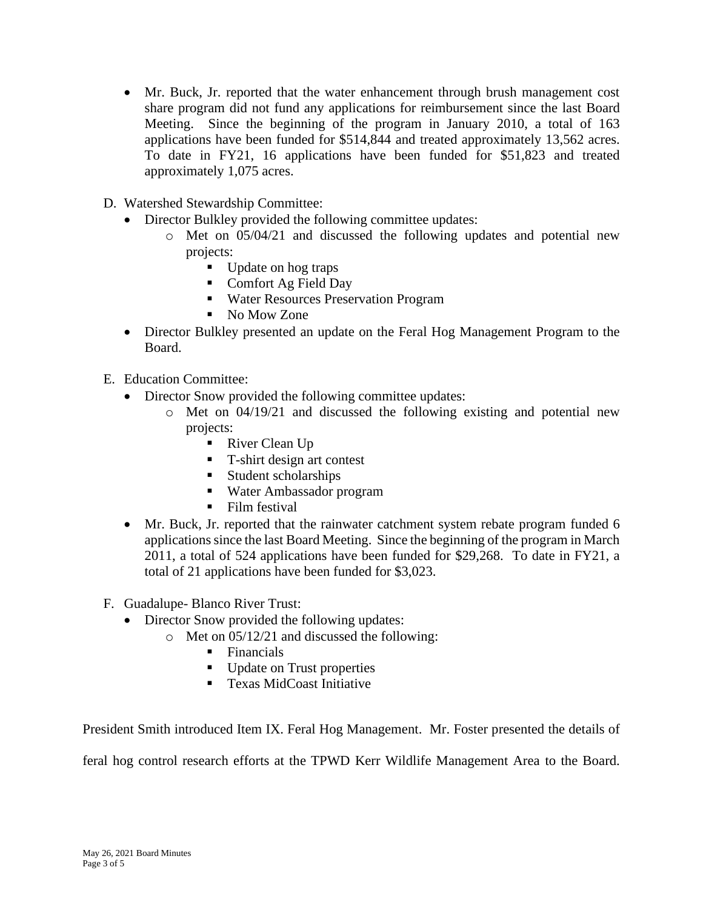- Mr. Buck, Jr. reported that the water enhancement through brush management cost share program did not fund any applications for reimbursement since the last Board Meeting. Since the beginning of the program in January 2010, a total of 163 applications have been funded for $514,844 and treated approximately 13,562 acres. To date in FY21, 16 applications have been funded for $51,823 and treated approximately 1,075 acres.

D. Watershed Stewardship Committee:
- Director Bulkley provided the following committee updates:
  - Met on 05/04/21 and discussed the following updates and potential new projects:
    - Update on hog traps
    - Comfort Ag Field Day
    - Water Resources Preservation Program
    - No Mow Zone
- Director Bulkley presented an update on the Feral Hog Management Program to the Board.

E. Education Committee:
- Director Snow provided the following committee updates:
  - Met on 04/19/21 and discussed the following existing and potential new projects:
    - River Clean Up
    - T-shirt design art contest
    - Student scholarships
    - Water Ambassador program
    - Film festival
- Mr. Buck, Jr. reported that the rainwater catchment system rebate program funded 6 applications since the last Board Meeting. Since the beginning of the program in March 2011, a total of 524 applications have been funded for $29,268. To date in FY21, a total of 21 applications have been funded for $3,023.

F. Guadalupe- Blanco River Trust:
- Director Snow provided the following updates:
  - Met on 05/12/21 and discussed the following:
    - Financials
    - Update on Trust properties
    - Texas MidCoast Initiative

President Smith introduced Item IX. Feral Hog Management. Mr. Foster presented the details of feral hog control research efforts at the TPWD Kerr Wildlife Management Area to the Board.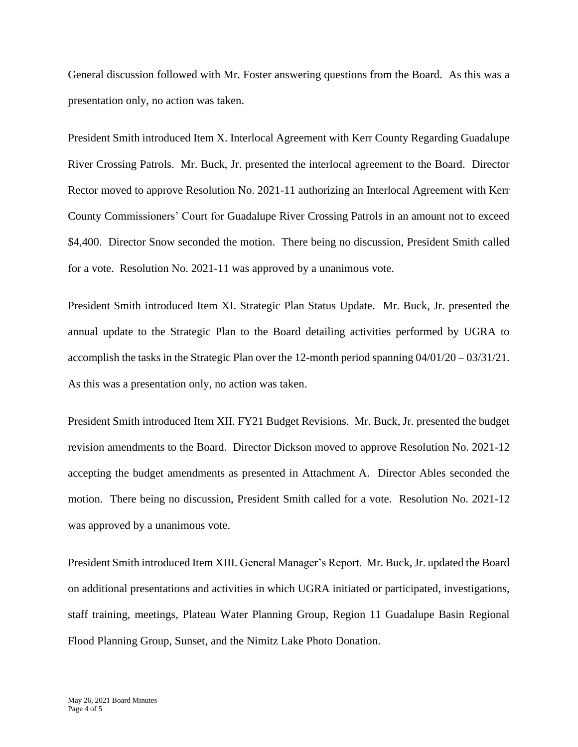General discussion followed with Mr. Foster answering questions from the Board. As this was a presentation only, no action was taken.

President Smith introduced Item X. Interlocal Agreement with Kerr County Regarding Guadalupe River Crossing Patrols. Mr. Buck, Jr. presented the interlocal agreement to the Board. Director Rector moved to approve Resolution No. 2021-11 authorizing an Interlocal Agreement with Kerr County Commissioners' Court for Guadalupe River Crossing Patrols in an amount not to exceed \$4,400. Director Snow seconded the motion. There being no discussion, President Smith called for a vote. Resolution No. 2021-11 was approved by a unanimous vote.

President Smith introduced Item XI. Strategic Plan Status Update. Mr. Buck, Jr. presented the annual update to the Strategic Plan to the Board detailing activities performed by UGRA to accomplish the tasks in the Strategic Plan over the 12-month period spanning 04/01/20 – 03/31/21. As this was a presentation only, no action was taken.

President Smith introduced Item XII. FY21 Budget Revisions. Mr. Buck, Jr. presented the budget revision amendments to the Board. Director Dickson moved to approve Resolution No. 2021-12 accepting the budget amendments as presented in Attachment A. Director Ables seconded the motion. There being no discussion, President Smith called for a vote. Resolution No. 2021-12 was approved by a unanimous vote.

President Smith introduced Item XIII. General Manager's Report. Mr. Buck, Jr. updated the Board on additional presentations and activities in which UGRA initiated or participated, investigations, staff training, meetings, Plateau Water Planning Group, Region 11 Guadalupe Basin Regional Flood Planning Group, Sunset, and the Nimitz Lake Photo Donation.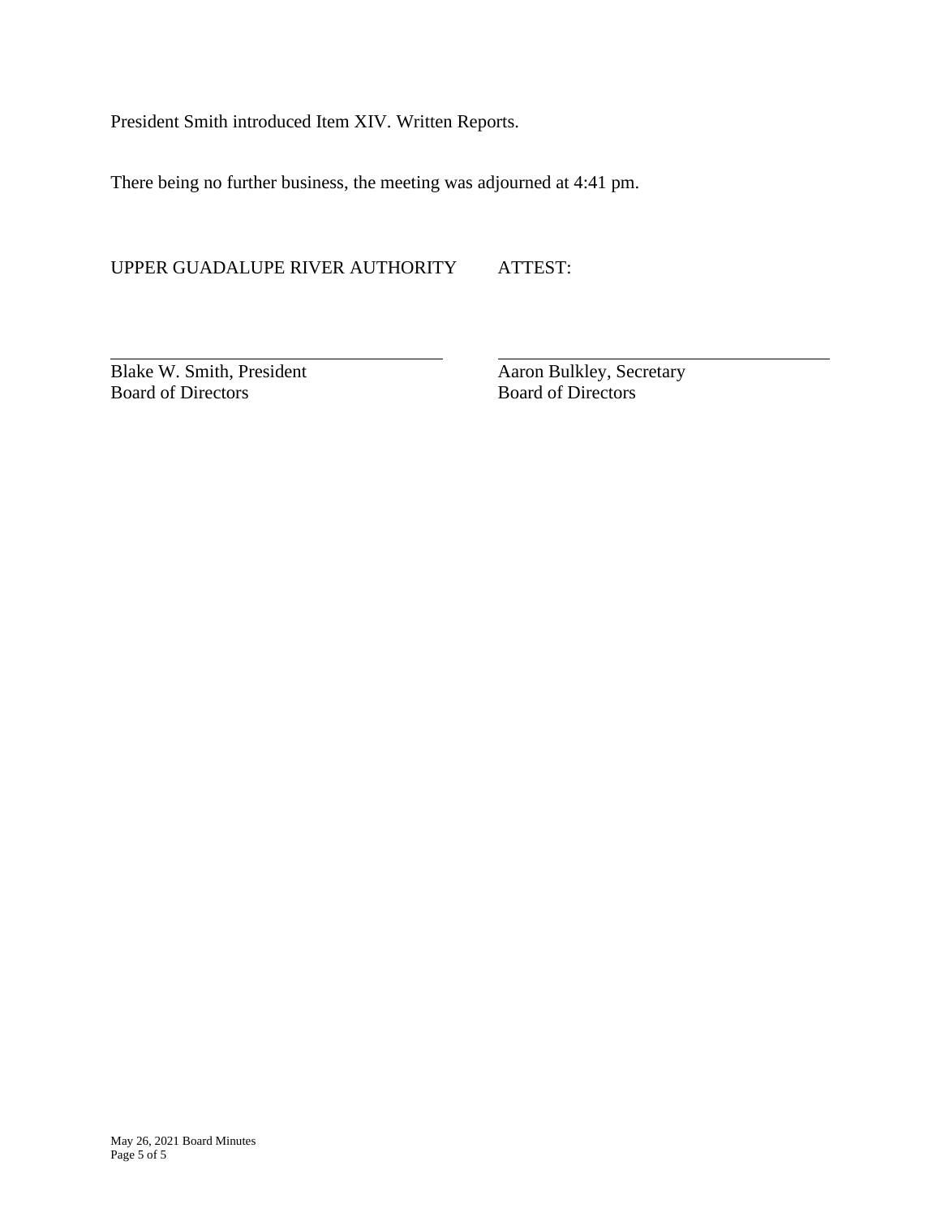President Smith introduced Item XIV. Written Reports.

There being no further business, the meeting was adjourned at 4:41 pm.

UPPER GUADALUPE RIVER AUTHORITY     ATTEST:

| | |
|---|---|
| \_\_\_\_\_\_\_\_\_\_\_\_\_\_\_\_\_\_\_\_\_\_\_\_\_\_\_\_\_\_ | \_\_\_\_\_\_\_\_\_\_\_\_\_\_\_\_\_\_\_\_\_\_\_\_\_\_\_\_\_\_ |
| Blake W. Smith, President | Aaron Bulkley, Secretary |
| Board of Directors | Board of Directors |